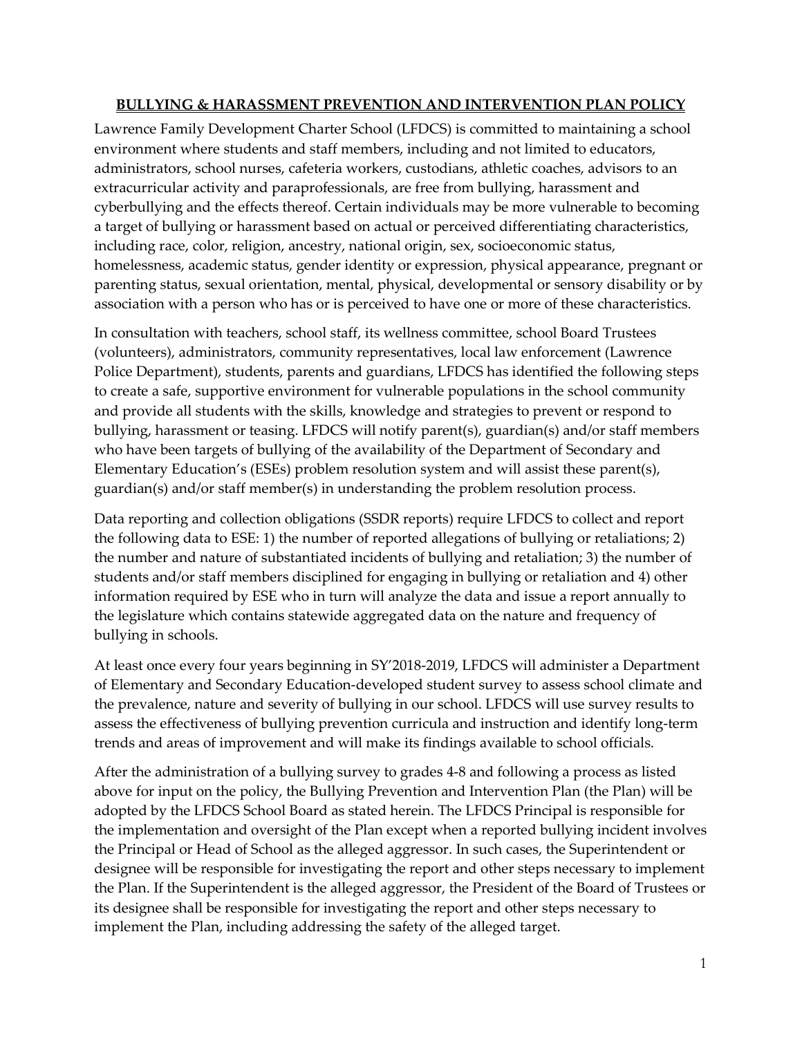# <u>BULLYING & HARASSMENT PREVENTION AND INTERVENTION PLAN POLICY</u>

Lawrence Family Development Charter School (LFDCS) is committed to maintaining a school environment where students and staff members, including and not limited to educators, administrators, school nurses, cafeteria workers, custodians, athletic coaches, advisors to an extracurricular activity and paraprofessionals, are free from bullying, harassment and cyberbullying and the effects thereof. Certain individuals may be more vulnerable to becoming a target of bullying or harassment based on actual or perceived differentiating characteristics, including race, color, religion, ancestry, national origin, sex, socioeconomic status, homelessness, academic status, gender identity or expression, physical appearance, pregnant or parenting status, sexual orientation, mental, physical, developmental or sensory disability or by association with a person who has or is perceived to have one or more of these characteristics.

In consultation with teachers, school staff, its wellness committee, school Board Trustees (volunteers), administrators, community representatives, local law enforcement (Lawrence Police Department), students, parents and guardians, LFDCS has identified the following steps to create a safe, supportive environment for vulnerable populations in the school community and provide all students with the skills, knowledge and strategies to prevent or respond to bullying, harassment or teasing. LFDCS will notify parent(s), guardian(s) and/or staff members who have been targets of bullying of the availability of the Department of Secondary and Elementary Education's (ESEs) problem resolution system and will assist these parent(s), guardian(s) and/or staff member(s) in understanding the problem resolution process.

Data reporting and collection obligations (SSDR reports) require LFDCS to collect and report the following data to ESE: 1) the number of reported allegations of bullying or retaliations; 2) the number and nature of substantiated incidents of bullying and retaliation; 3) the number of students and/or staff members disciplined for engaging in bullying or retaliation and 4) other information required by ESE who in turn will analyze the data and issue a report annually to the legislature which contains statewide aggregated data on the nature and frequency of bullying in schools.

At least once every four years beginning in SY'2018-2019, LFDCS will administer a Department of Elementary and Secondary Education-developed student survey to assess school climate and the prevalence, nature and severity of bullying in our school. LFDCS will use survey results to assess the effectiveness of bullying prevention curricula and instruction and identify long-term trends and areas of improvement and will make its findings available to school officials.

After the administration of a bullying survey to grades 4-8 and following a process as listed above for input on the policy, the Bullying Prevention and Intervention Plan (the Plan) will be adopted by the LFDCS School Board as stated herein. The LFDCS Principal is responsible for the implementation and oversight of the Plan except when a reported bullying incident involves the Principal or Head of School as the alleged aggressor. In such cases, the Superintendent or designee will be responsible for investigating the report and other steps necessary to implement the Plan. If the Superintendent is the alleged aggressor, the President of the Board of Trustees or its designee shall be responsible for investigating the report and other steps necessary to implement the Plan, including addressing the safety of the alleged target.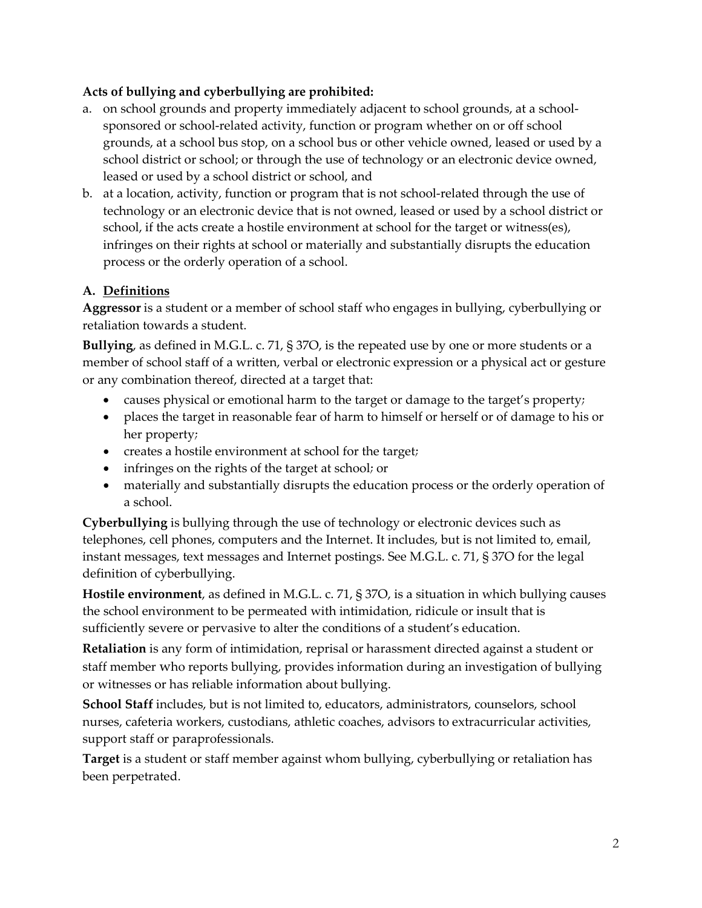**Acts of bullying and cyberbullying are prohibited:**

a. on school grounds and property immediately adjacent to school grounds, at a school-sponsored or school-related activity, function or program whether on or off school grounds, at a school bus stop, on a school bus or other vehicle owned, leased or used by a school district or school; or through the use of technology or an electronic device owned, leased or used by a school district or school, and
b. at a location, activity, function or program that is not school-related through the use of technology or an electronic device that is not owned, leased or used by a school district or school, if the acts create a hostile environment at school for the target or witness(es), infringes on their rights at school or materially and substantially disrupts the education process or the orderly operation of a school.

## A. Definitions

**Aggressor** is a student or a member of school staff who engages in bullying, cyberbullying or retaliation towards a student.

**Bullying**, as defined in M.G.L. c. 71, § 37O, is the repeated use by one or more students or a member of school staff of a written, verbal or electronic expression or a physical act or gesture or any combination thereof, directed at a target that:

- causes physical or emotional harm to the target or damage to the target's property;
- places the target in reasonable fear of harm to himself or herself or of damage to his or her property;
- creates a hostile environment at school for the target;
- infringes on the rights of the target at school; or
- materially and substantially disrupts the education process or the orderly operation of a school.

**Cyberbullying** is bullying through the use of technology or electronic devices such as telephones, cell phones, computers and the Internet. It includes, but is not limited to, email, instant messages, text messages and Internet postings. See M.G.L. c. 71, § 37O for the legal definition of cyberbullying.

**Hostile environment**, as defined in M.G.L. c. 71, § 37O, is a situation in which bullying causes the school environment to be permeated with intimidation, ridicule or insult that is sufficiently severe or pervasive to alter the conditions of a student's education.

**Retaliation** is any form of intimidation, reprisal or harassment directed against a student or staff member who reports bullying, provides information during an investigation of bullying or witnesses or has reliable information about bullying.

**School Staff** includes, but is not limited to, educators, administrators, counselors, school nurses, cafeteria workers, custodians, athletic coaches, advisors to extracurricular activities, support staff or paraprofessionals.

**Target** is a student or staff member against whom bullying, cyberbullying or retaliation has been perpetrated.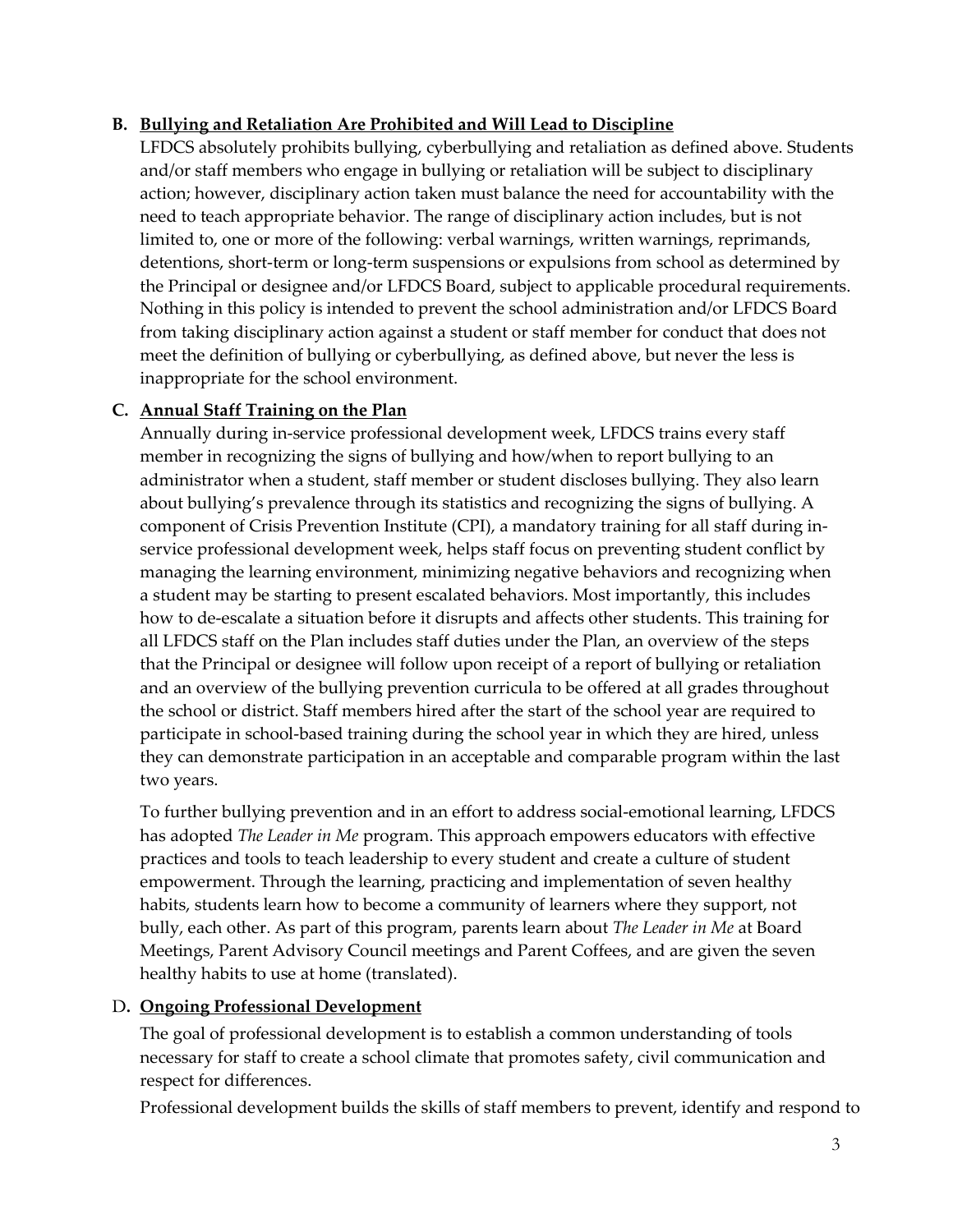**B. Bullying and Retaliation Are Prohibited and Will Lead to Discipline**

LFDCS absolutely prohibits bullying, cyberbullying and retaliation as defined above. Students and/or staff members who engage in bullying or retaliation will be subject to disciplinary action; however, disciplinary action taken must balance the need for accountability with the need to teach appropriate behavior. The range of disciplinary action includes, but is not limited to, one or more of the following: verbal warnings, written warnings, reprimands, detentions, short-term or long-term suspensions or expulsions from school as determined by the Principal or designee and/or LFDCS Board, subject to applicable procedural requirements. Nothing in this policy is intended to prevent the school administration and/or LFDCS Board from taking disciplinary action against a student or staff member for conduct that does not meet the definition of bullying or cyberbullying, as defined above, but never the less is inappropriate for the school environment.

**C. Annual Staff Training on the Plan**

Annually during in-service professional development week, LFDCS trains every staff member in recognizing the signs of bullying and how/when to report bullying to an administrator when a student, staff member or student discloses bullying. They also learn about bullying's prevalence through its statistics and recognizing the signs of bullying. A component of Crisis Prevention Institute (CPI), a mandatory training for all staff during in-service professional development week, helps staff focus on preventing student conflict by managing the learning environment, minimizing negative behaviors and recognizing when a student may be starting to present escalated behaviors. Most importantly, this includes how to de-escalate a situation before it disrupts and affects other students. This training for all LFDCS staff on the Plan includes staff duties under the Plan, an overview of the steps that the Principal or designee will follow upon receipt of a report of bullying or retaliation and an overview of the bullying prevention curricula to be offered at all grades throughout the school or district. Staff members hired after the start of the school year are required to participate in school-based training during the school year in which they are hired, unless they can demonstrate participation in an acceptable and comparable program within the last two years.

To further bullying prevention and in an effort to address social-emotional learning, LFDCS has adopted *The Leader in Me* program. This approach empowers educators with effective practices and tools to teach leadership to every student and create a culture of student empowerment. Through the learning, practicing and implementation of seven healthy habits, students learn how to become a community of learners where they support, not bully, each other. As part of this program, parents learn about *The Leader in Me* at Board Meetings, Parent Advisory Council meetings and Parent Coffees, and are given the seven healthy habits to use at home (translated).

D**. Ongoing Professional Development**

The goal of professional development is to establish a common understanding of tools necessary for staff to create a school climate that promotes safety, civil communication and respect for differences.

Professional development builds the skills of staff members to prevent, identify and respond to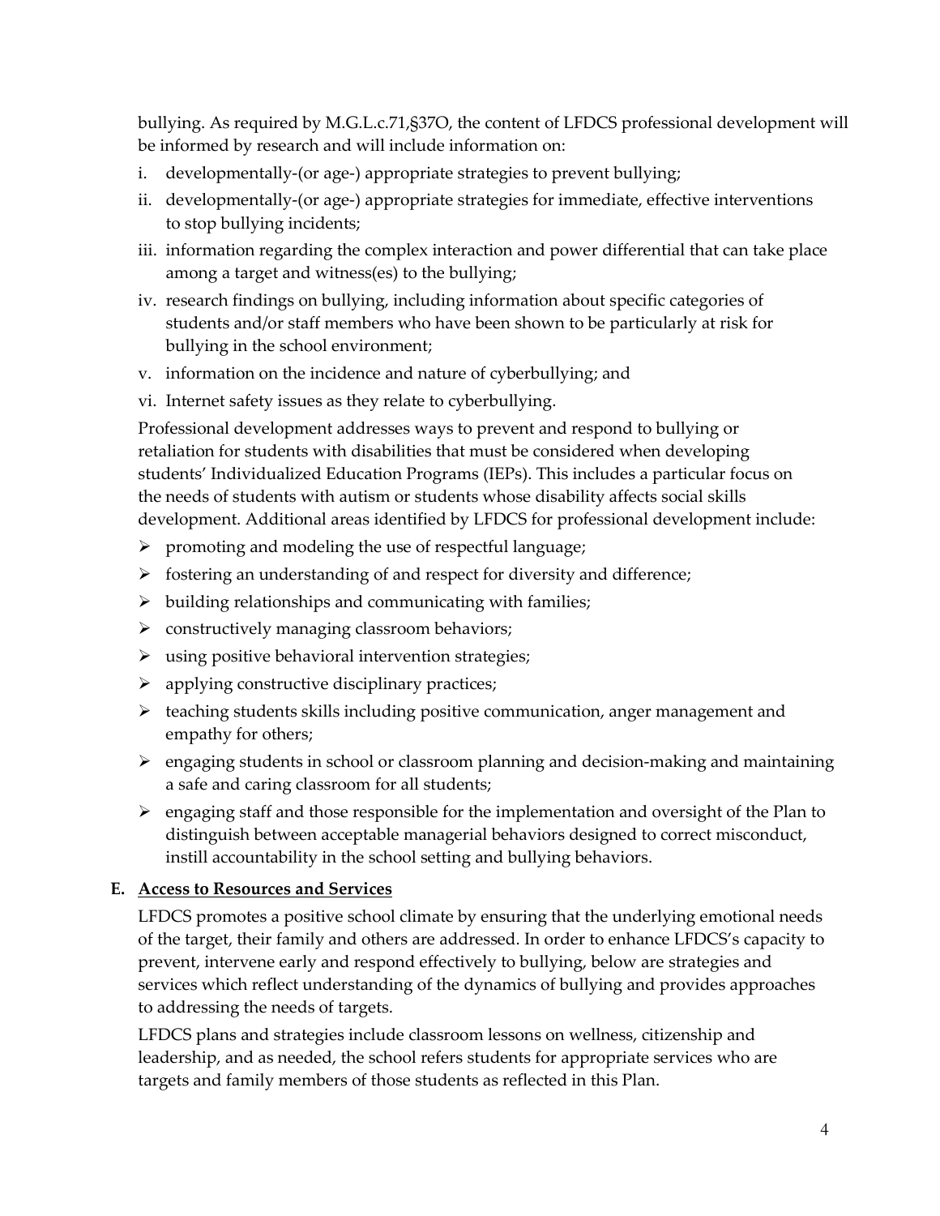bullying. As required by M.G.L.c.71,§37O, the content of LFDCS professional development will be informed by research and will include information on:

i. developmentally-(or age-) appropriate strategies to prevent bullying;
ii. developmentally-(or age-) appropriate strategies for immediate, effective interventions to stop bullying incidents;
iii. information regarding the complex interaction and power differential that can take place among a target and witness(es) to the bullying;
iv. research findings on bullying, including information about specific categories of students and/or staff members who have been shown to be particularly at risk for bullying in the school environment;
v. information on the incidence and nature of cyberbullying; and
vi. Internet safety issues as they relate to cyberbullying.

Professional development addresses ways to prevent and respond to bullying or retaliation for students with disabilities that must be considered when developing students' Individualized Education Programs (IEPs). This includes a particular focus on the needs of students with autism or students whose disability affects social skills development. Additional areas identified by LFDCS for professional development include:

- promoting and modeling the use of respectful language;
- fostering an understanding of and respect for diversity and difference;
- building relationships and communicating with families;
- constructively managing classroom behaviors;
- using positive behavioral intervention strategies;
- applying constructive disciplinary practices;
- teaching students skills including positive communication, anger management and empathy for others;
- engaging students in school or classroom planning and decision-making and maintaining a safe and caring classroom for all students;
- engaging staff and those responsible for the implementation and oversight of the Plan to distinguish between acceptable managerial behaviors designed to correct misconduct, instill accountability in the school setting and bullying behaviors.

**E. <u>Access to Resources and Services</u>**

LFDCS promotes a positive school climate by ensuring that the underlying emotional needs of the target, their family and others are addressed. In order to enhance LFDCS's capacity to prevent, intervene early and respond effectively to bullying, below are strategies and services which reflect understanding of the dynamics of bullying and provides approaches to addressing the needs of targets.

LFDCS plans and strategies include classroom lessons on wellness, citizenship and leadership, and as needed, the school refers students for appropriate services who are targets and family members of those students as reflected in this Plan.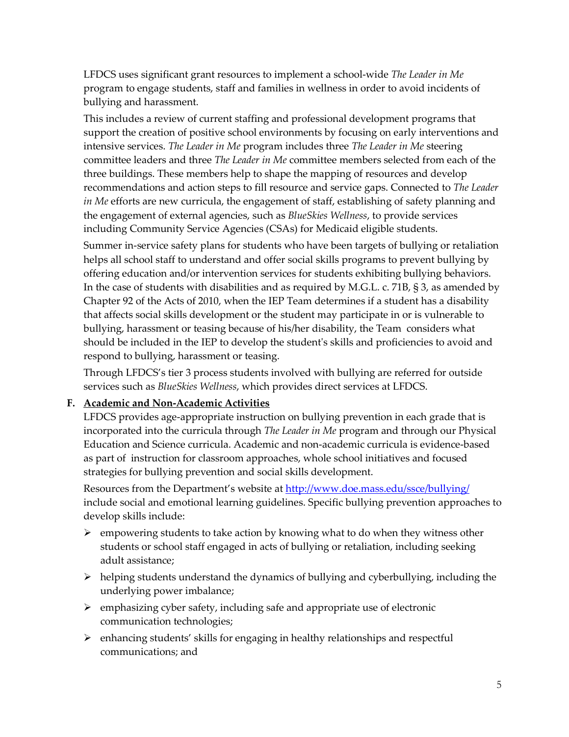LFDCS uses significant grant resources to implement a school-wide *The Leader in Me* program to engage students, staff and families in wellness in order to avoid incidents of bullying and harassment.

This includes a review of current staffing and professional development programs that support the creation of positive school environments by focusing on early interventions and intensive services. *The Leader in Me* program includes three *The Leader in Me* steering committee leaders and three *The Leader in Me* committee members selected from each of the three buildings. These members help to shape the mapping of resources and develop recommendations and action steps to fill resource and service gaps. Connected to *The Leader in Me* efforts are new curricula, the engagement of staff, establishing of safety planning and the engagement of external agencies, such as *BlueSkies Wellness*, to provide services including Community Service Agencies (CSAs) for Medicaid eligible students.

Summer in-service safety plans for students who have been targets of bullying or retaliation helps all school staff to understand and offer social skills programs to prevent bullying by offering education and/or intervention services for students exhibiting bullying behaviors. In the case of students with disabilities and as required by M.G.L. c. 71B, § 3, as amended by Chapter 92 of the Acts of 2010, when the IEP Team determines if a student has a disability that affects social skills development or the student may participate in or is vulnerable to bullying, harassment or teasing because of his/her disability, the Team considers what should be included in the IEP to develop the student's skills and proficiencies to avoid and respond to bullying, harassment or teasing.

Through LFDCS's tier 3 process students involved with bullying are referred for outside services such as *BlueSkies Wellness*, which provides direct services at LFDCS.

**F. Academic and Non-Academic Activities**

LFDCS provides age-appropriate instruction on bullying prevention in each grade that is incorporated into the curricula through *The Leader in Me* program and through our Physical Education and Science curricula. Academic and non-academic curricula is evidence-based as part of instruction for classroom approaches, whole school initiatives and focused strategies for bullying prevention and social skills development.

Resources from the Department's website at [http://www.doe.mass.edu/ssce/bullying/](http://www.doe.mass.edu/ssce/bullying/) include social and emotional learning guidelines. Specific bullying prevention approaches to develop skills include:

- empowering students to take action by knowing what to do when they witness other students or school staff engaged in acts of bullying or retaliation, including seeking adult assistance;
- helping students understand the dynamics of bullying and cyberbullying, including the underlying power imbalance;
- emphasizing cyber safety, including safe and appropriate use of electronic communication technologies;
- enhancing students' skills for engaging in healthy relationships and respectful communications; and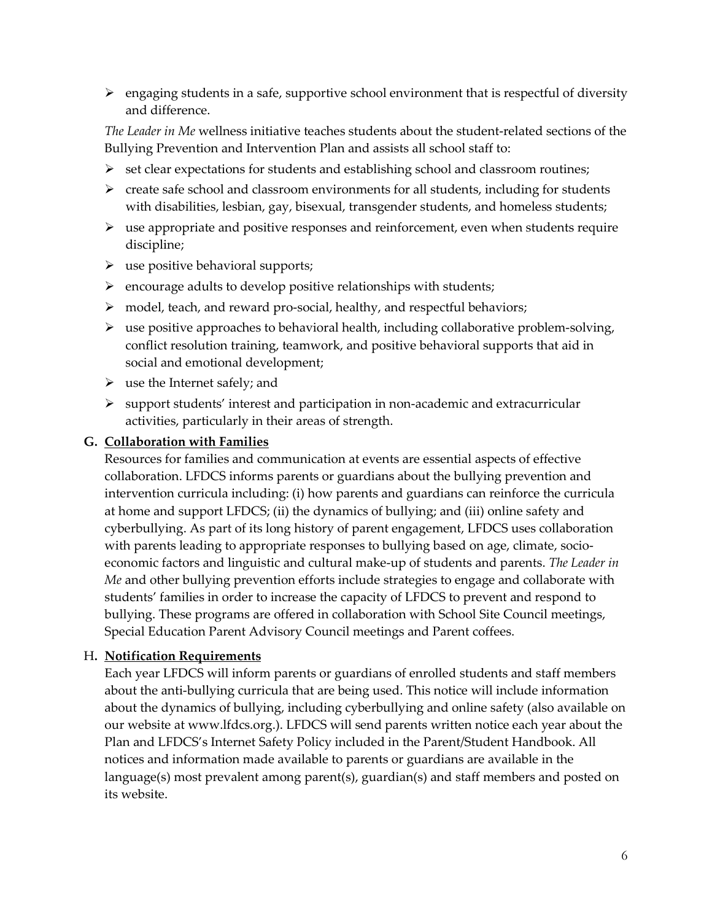- engaging students in a safe, supportive school environment that is respectful of diversity and difference.

*The Leader in Me* wellness initiative teaches students about the student-related sections of the Bullying Prevention and Intervention Plan and assists all school staff to:

- set clear expectations for students and establishing school and classroom routines;
- create safe school and classroom environments for all students, including for students with disabilities, lesbian, gay, bisexual, transgender students, and homeless students;
- use appropriate and positive responses and reinforcement, even when students require discipline;
- use positive behavioral supports;
- encourage adults to develop positive relationships with students;
- model, teach, and reward pro-social, healthy, and respectful behaviors;
- use positive approaches to behavioral health, including collaborative problem-solving, conflict resolution training, teamwork, and positive behavioral supports that aid in social and emotional development;
- use the Internet safely; and
- support students' interest and participation in non-academic and extracurricular activities, particularly in their areas of strength.

**G. <u>Collaboration with Families</u>**

Resources for families and communication at events are essential aspects of effective collaboration. LFDCS informs parents or guardians about the bullying prevention and intervention curricula including: (i) how parents and guardians can reinforce the curricula at home and support LFDCS; (ii) the dynamics of bullying; and (iii) online safety and cyberbullying. As part of its long history of parent engagement, LFDCS uses collaboration with parents leading to appropriate responses to bullying based on age, climate, socio-economic factors and linguistic and cultural make-up of students and parents. *The Leader in Me* and other bullying prevention efforts include strategies to engage and collaborate with students' families in order to increase the capacity of LFDCS to prevent and respond to bullying. These programs are offered in collaboration with School Site Council meetings, Special Education Parent Advisory Council meetings and Parent coffees.

H**. <u>Notification Requirements</u>**

Each year LFDCS will inform parents or guardians of enrolled students and staff members about the anti-bullying curricula that are being used. This notice will include information about the dynamics of bullying, including cyberbullying and online safety (also available on our website at www.lfdcs.org.). LFDCS will send parents written notice each year about the Plan and LFDCS's Internet Safety Policy included in the Parent/Student Handbook. All notices and information made available to parents or guardians are available in the language(s) most prevalent among parent(s), guardian(s) and staff members and posted on its website.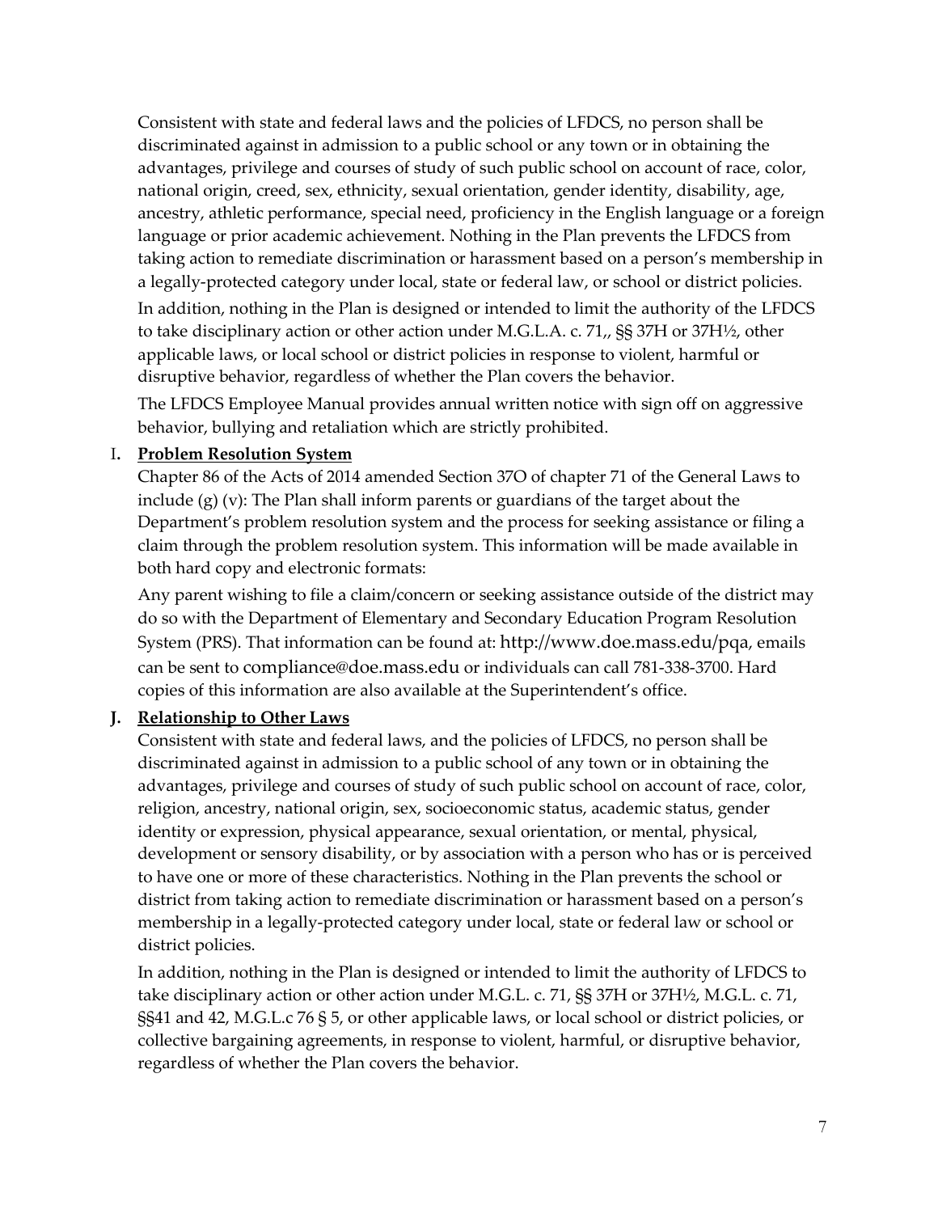Consistent with state and federal laws and the policies of LFDCS, no person shall be discriminated against in admission to a public school or any town or in obtaining the advantages, privilege and courses of study of such public school on account of race, color, national origin, creed, sex, ethnicity, sexual orientation, gender identity, disability, age, ancestry, athletic performance, special need, proficiency in the English language or a foreign language or prior academic achievement. Nothing in the Plan prevents the LFDCS from taking action to remediate discrimination or harassment based on a person's membership in a legally-protected category under local, state or federal law, or school or district policies.

In addition, nothing in the Plan is designed or intended to limit the authority of the LFDCS to take disciplinary action or other action under M.G.L.A. c. 71,, §§ 37H or 37H½, other applicable laws, or local school or district policies in response to violent, harmful or disruptive behavior, regardless of whether the Plan covers the behavior.

The LFDCS Employee Manual provides annual written notice with sign off on aggressive behavior, bullying and retaliation which are strictly prohibited.

## I. **Problem Resolution System**

Chapter 86 of the Acts of 2014 amended Section 37O of chapter 71 of the General Laws to include (g) (v): The Plan shall inform parents or guardians of the target about the Department's problem resolution system and the process for seeking assistance or filing a claim through the problem resolution system. This information will be made available in both hard copy and electronic formats:

Any parent wishing to file a claim/concern or seeking assistance outside of the district may do so with the Department of Elementary and Secondary Education Program Resolution System (PRS). That information can be found at: http://www.doe.mass.edu/pqa, emails can be sent to compliance@doe.mass.edu or individuals can call 781-338-3700. Hard copies of this information are also available at the Superintendent's office.

## J. **Relationship to Other Laws**

Consistent with state and federal laws, and the policies of LFDCS, no person shall be discriminated against in admission to a public school of any town or in obtaining the advantages, privilege and courses of study of such public school on account of race, color, religion, ancestry, national origin, sex, socioeconomic status, academic status, gender identity or expression, physical appearance, sexual orientation, or mental, physical, development or sensory disability, or by association with a person who has or is perceived to have one or more of these characteristics. Nothing in the Plan prevents the school or district from taking action to remediate discrimination or harassment based on a person's membership in a legally-protected category under local, state or federal law or school or district policies.

In addition, nothing in the Plan is designed or intended to limit the authority of LFDCS to take disciplinary action or other action under M.G.L. c. 71, §§ 37H or 37H½, M.G.L. c. 71, §§41 and 42, M.G.L.c 76 § 5, or other applicable laws, or local school or district policies, or collective bargaining agreements, in response to violent, harmful, or disruptive behavior, regardless of whether the Plan covers the behavior.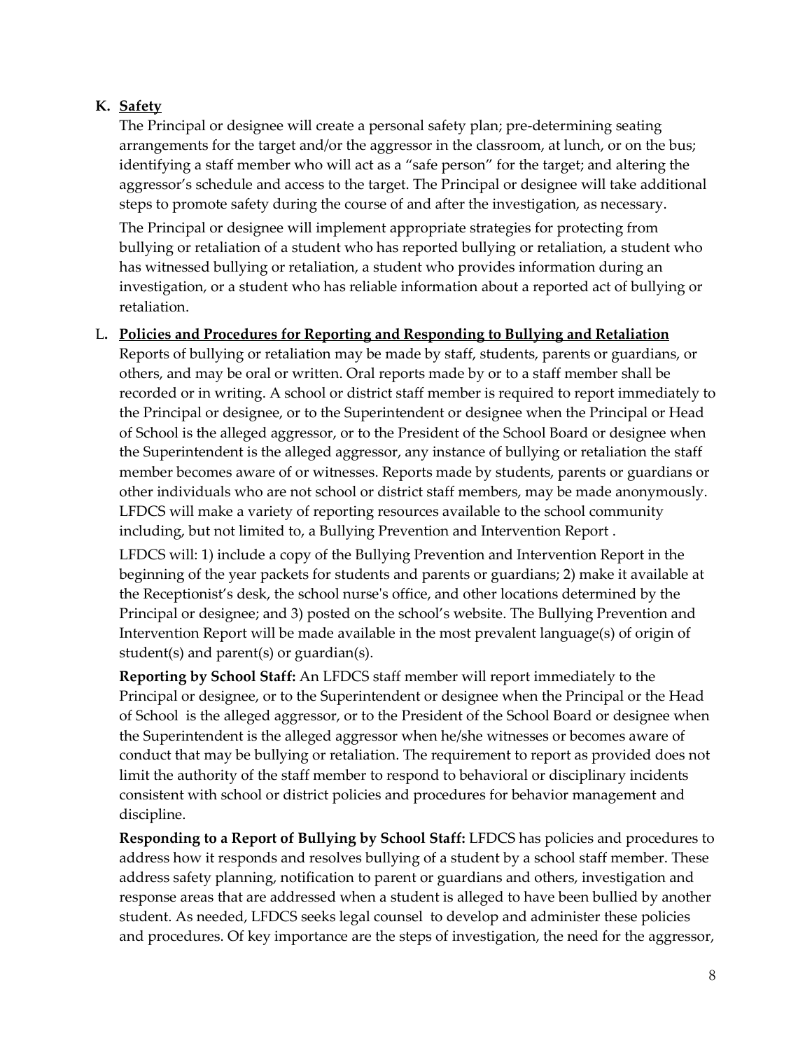**K. Safety**

The Principal or designee will create a personal safety plan; pre-determining seating arrangements for the target and/or the aggressor in the classroom, at lunch, or on the bus; identifying a staff member who will act as a "safe person" for the target; and altering the aggressor's schedule and access to the target. The Principal or designee will take additional steps to promote safety during the course of and after the investigation, as necessary.

The Principal or designee will implement appropriate strategies for protecting from bullying or retaliation of a student who has reported bullying or retaliation, a student who has witnessed bullying or retaliation, a student who provides information during an investigation, or a student who has reliable information about a reported act of bullying or retaliation.

L. **Policies and Procedures for Reporting and Responding to Bullying and Retaliation**

Reports of bullying or retaliation may be made by staff, students, parents or guardians, or others, and may be oral or written. Oral reports made by or to a staff member shall be recorded or in writing. A school or district staff member is required to report immediately to the Principal or designee, or to the Superintendent or designee when the Principal or Head of School is the alleged aggressor, or to the President of the School Board or designee when the Superintendent is the alleged aggressor, any instance of bullying or retaliation the staff member becomes aware of or witnesses. Reports made by students, parents or guardians or other individuals who are not school or district staff members, may be made anonymously. LFDCS will make a variety of reporting resources available to the school community including, but not limited to, a Bullying Prevention and Intervention Report .

LFDCS will: 1) include a copy of the Bullying Prevention and Intervention Report in the beginning of the year packets for students and parents or guardians; 2) make it available at the Receptionist's desk, the school nurse's office, and other locations determined by the Principal or designee; and 3) posted on the school's website. The Bullying Prevention and Intervention Report will be made available in the most prevalent language(s) of origin of student(s) and parent(s) or guardian(s).

**Reporting by School Staff:** An LFDCS staff member will report immediately to the Principal or designee, or to the Superintendent or designee when the Principal or the Head of School is the alleged aggressor, or to the President of the School Board or designee when the Superintendent is the alleged aggressor when he/she witnesses or becomes aware of conduct that may be bullying or retaliation. The requirement to report as provided does not limit the authority of the staff member to respond to behavioral or disciplinary incidents consistent with school or district policies and procedures for behavior management and discipline.

**Responding to a Report of Bullying by School Staff:** LFDCS has policies and procedures to address how it responds and resolves bullying of a student by a school staff member. These address safety planning, notification to parent or guardians and others, investigation and response areas that are addressed when a student is alleged to have been bullied by another student. As needed, LFDCS seeks legal counsel to develop and administer these policies and procedures. Of key importance are the steps of investigation, the need for the aggressor,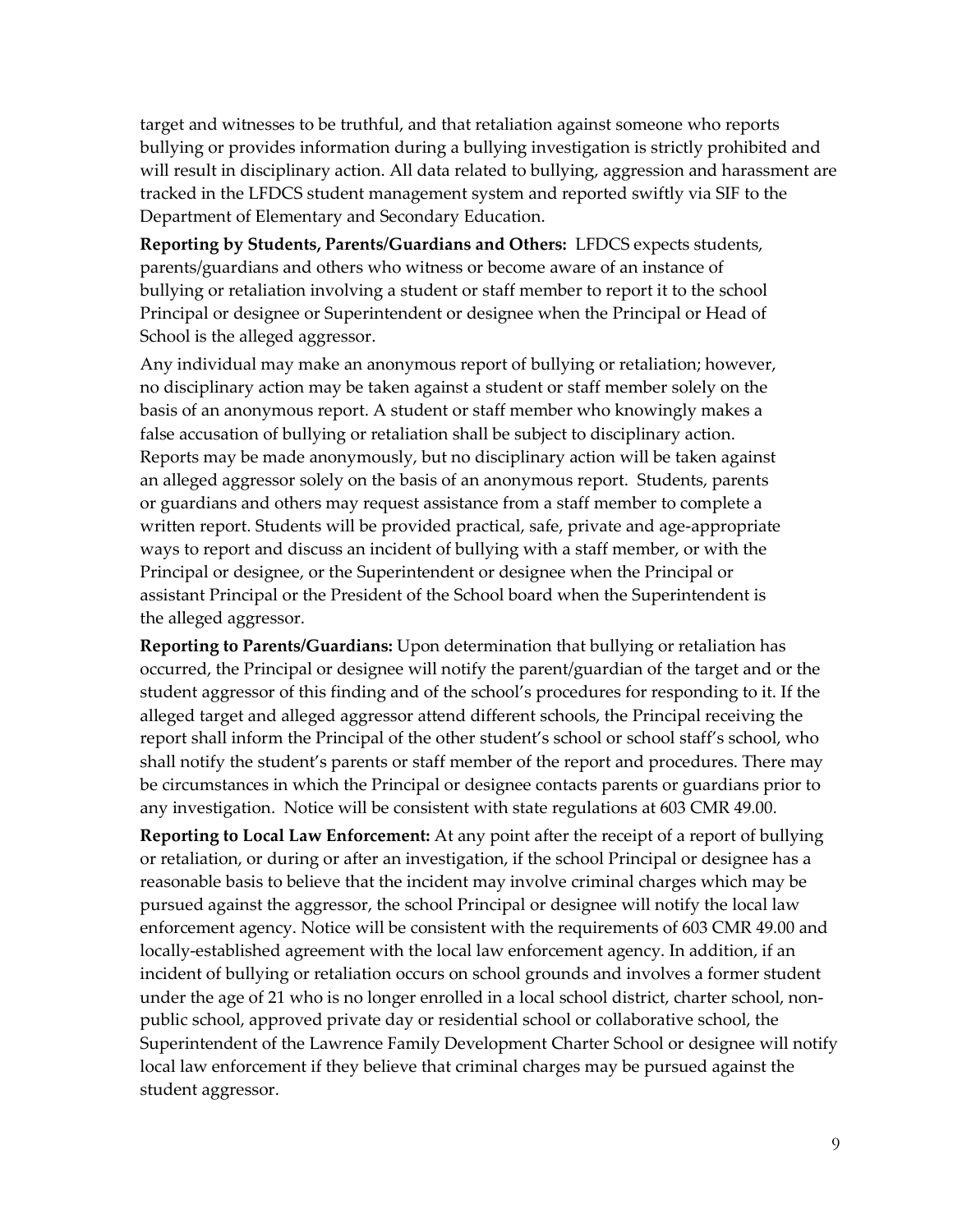target and witnesses to be truthful, and that retaliation against someone who reports bullying or provides information during a bullying investigation is strictly prohibited and will result in disciplinary action. All data related to bullying, aggression and harassment are tracked in the LFDCS student management system and reported swiftly via SIF to the Department of Elementary and Secondary Education.

**Reporting by Students, Parents/Guardians and Others:** LFDCS expects students, parents/guardians and others who witness or become aware of an instance of bullying or retaliation involving a student or staff member to report it to the school Principal or designee or Superintendent or designee when the Principal or Head of School is the alleged aggressor.

Any individual may make an anonymous report of bullying or retaliation; however, no disciplinary action may be taken against a student or staff member solely on the basis of an anonymous report. A student or staff member who knowingly makes a false accusation of bullying or retaliation shall be subject to disciplinary action. Reports may be made anonymously, but no disciplinary action will be taken against an alleged aggressor solely on the basis of an anonymous report. Students, parents or guardians and others may request assistance from a staff member to complete a written report. Students will be provided practical, safe, private and age-appropriate ways to report and discuss an incident of bullying with a staff member, or with the Principal or designee, or the Superintendent or designee when the Principal or assistant Principal or the President of the School board when the Superintendent is the alleged aggressor.

**Reporting to Parents/Guardians:** Upon determination that bullying or retaliation has occurred, the Principal or designee will notify the parent/guardian of the target and or the student aggressor of this finding and of the school's procedures for responding to it. If the alleged target and alleged aggressor attend different schools, the Principal receiving the report shall inform the Principal of the other student's school or school staff's school, who shall notify the student's parents or staff member of the report and procedures. There may be circumstances in which the Principal or designee contacts parents or guardians prior to any investigation. Notice will be consistent with state regulations at 603 CMR 49.00.

**Reporting to Local Law Enforcement:** At any point after the receipt of a report of bullying or retaliation, or during or after an investigation, if the school Principal or designee has a reasonable basis to believe that the incident may involve criminal charges which may be pursued against the aggressor, the school Principal or designee will notify the local law enforcement agency. Notice will be consistent with the requirements of 603 CMR 49.00 and locally-established agreement with the local law enforcement agency. In addition, if an incident of bullying or retaliation occurs on school grounds and involves a former student under the age of 21 who is no longer enrolled in a local school district, charter school, non-public school, approved private day or residential school or collaborative school, the Superintendent of the Lawrence Family Development Charter School or designee will notify local law enforcement if they believe that criminal charges may be pursued against the student aggressor.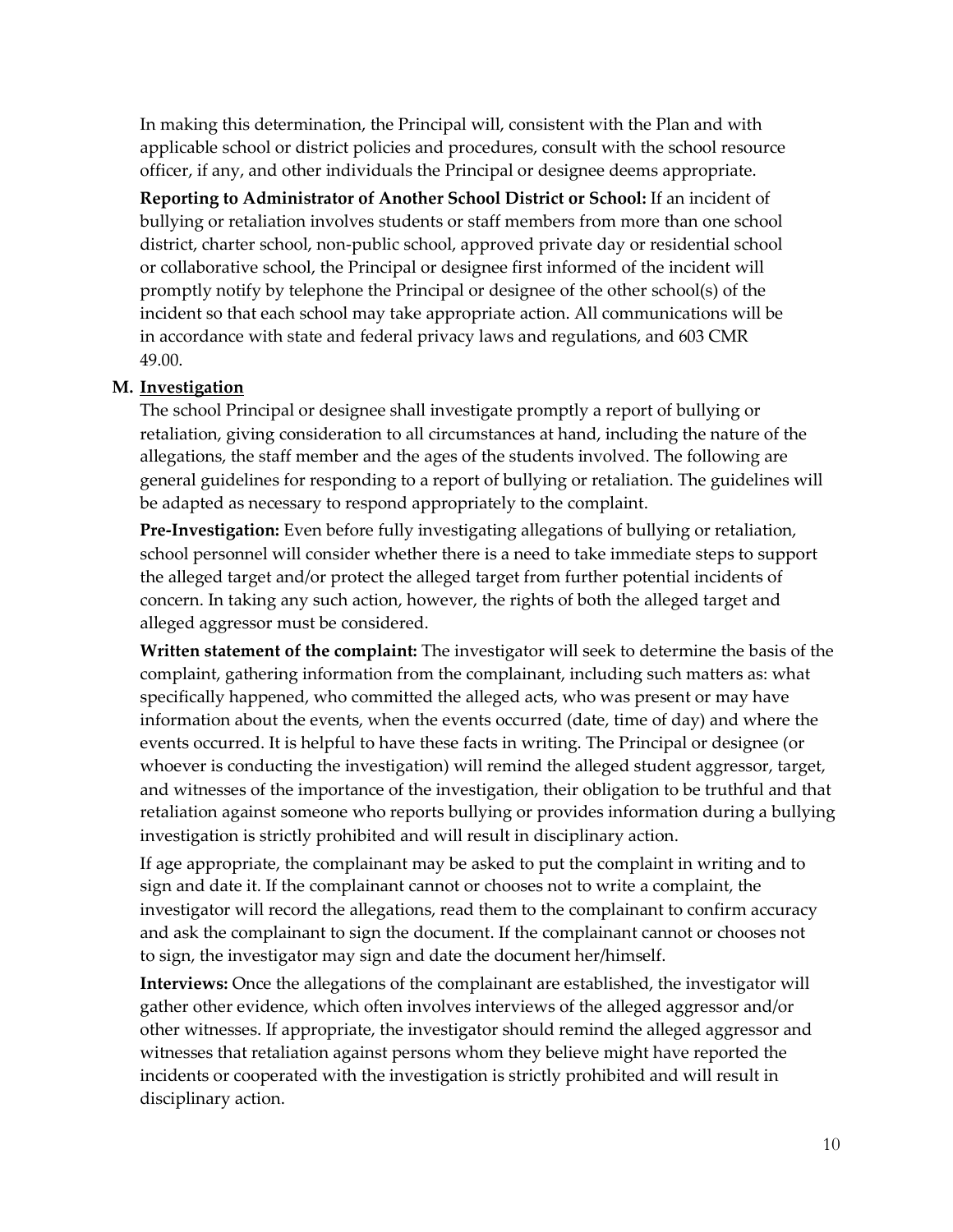In making this determination, the Principal will, consistent with the Plan and with applicable school or district policies and procedures, consult with the school resource officer, if any, and other individuals the Principal or designee deems appropriate.

**Reporting to Administrator of Another School District or School:** If an incident of bullying or retaliation involves students or staff members from more than one school district, charter school, non-public school, approved private day or residential school or collaborative school, the Principal or designee first informed of the incident will promptly notify by telephone the Principal or designee of the other school(s) of the incident so that each school may take appropriate action. All communications will be in accordance with state and federal privacy laws and regulations, and 603 CMR 49.00.

### M. <u>Investigation</u>

The school Principal or designee shall investigate promptly a report of bullying or retaliation, giving consideration to all circumstances at hand, including the nature of the allegations, the staff member and the ages of the students involved. The following are general guidelines for responding to a report of bullying or retaliation. The guidelines will be adapted as necessary to respond appropriately to the complaint.

**Pre-Investigation:** Even before fully investigating allegations of bullying or retaliation, school personnel will consider whether there is a need to take immediate steps to support the alleged target and/or protect the alleged target from further potential incidents of concern. In taking any such action, however, the rights of both the alleged target and alleged aggressor must be considered.

**Written statement of the complaint:** The investigator will seek to determine the basis of the complaint, gathering information from the complainant, including such matters as: what specifically happened, who committed the alleged acts, who was present or may have information about the events, when the events occurred (date, time of day) and where the events occurred. It is helpful to have these facts in writing. The Principal or designee (or whoever is conducting the investigation) will remind the alleged student aggressor, target, and witnesses of the importance of the investigation, their obligation to be truthful and that retaliation against someone who reports bullying or provides information during a bullying investigation is strictly prohibited and will result in disciplinary action.

If age appropriate, the complainant may be asked to put the complaint in writing and to sign and date it. If the complainant cannot or chooses not to write a complaint, the investigator will record the allegations, read them to the complainant to confirm accuracy and ask the complainant to sign the document. If the complainant cannot or chooses not to sign, the investigator may sign and date the document her/himself.

**Interviews:** Once the allegations of the complainant are established, the investigator will gather other evidence, which often involves interviews of the alleged aggressor and/or other witnesses. If appropriate, the investigator should remind the alleged aggressor and witnesses that retaliation against persons whom they believe might have reported the incidents or cooperated with the investigation is strictly prohibited and will result in disciplinary action.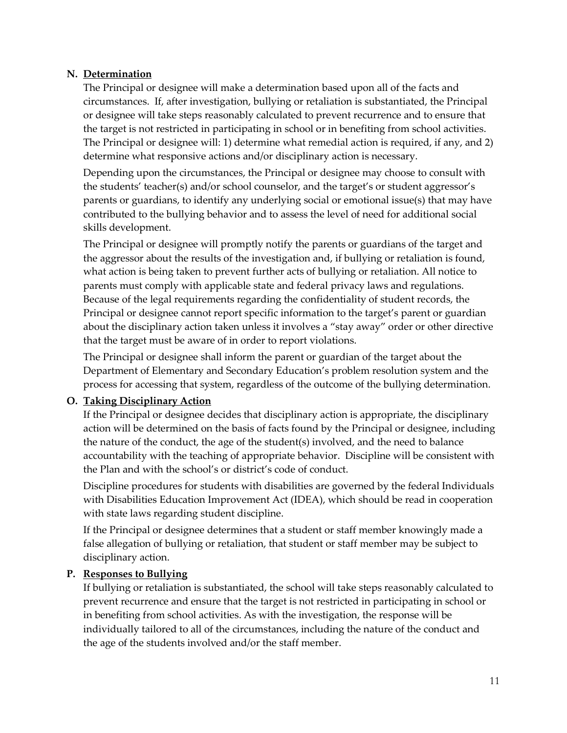### N. Determination

The Principal or designee will make a determination based upon all of the facts and circumstances. If, after investigation, bullying or retaliation is substantiated, the Principal or designee will take steps reasonably calculated to prevent recurrence and to ensure that the target is not restricted in participating in school or in benefiting from school activities. The Principal or designee will: 1) determine what remedial action is required, if any, and 2) determine what responsive actions and/or disciplinary action is necessary.

Depending upon the circumstances, the Principal or designee may choose to consult with the students' teacher(s) and/or school counselor, and the target's or student aggressor's parents or guardians, to identify any underlying social or emotional issue(s) that may have contributed to the bullying behavior and to assess the level of need for additional social skills development.

The Principal or designee will promptly notify the parents or guardians of the target and the aggressor about the results of the investigation and, if bullying or retaliation is found, what action is being taken to prevent further acts of bullying or retaliation. All notice to parents must comply with applicable state and federal privacy laws and regulations. Because of the legal requirements regarding the confidentiality of student records, the Principal or designee cannot report specific information to the target's parent or guardian about the disciplinary action taken unless it involves a "stay away" order or other directive that the target must be aware of in order to report violations.

The Principal or designee shall inform the parent or guardian of the target about the Department of Elementary and Secondary Education's problem resolution system and the process for accessing that system, regardless of the outcome of the bullying determination.

### O. Taking Disciplinary Action

If the Principal or designee decides that disciplinary action is appropriate, the disciplinary action will be determined on the basis of facts found by the Principal or designee, including the nature of the conduct, the age of the student(s) involved, and the need to balance accountability with the teaching of appropriate behavior. Discipline will be consistent with the Plan and with the school's or district's code of conduct.

Discipline procedures for students with disabilities are governed by the federal Individuals with Disabilities Education Improvement Act (IDEA), which should be read in cooperation with state laws regarding student discipline.

If the Principal or designee determines that a student or staff member knowingly made a false allegation of bullying or retaliation, that student or staff member may be subject to disciplinary action.

### P. Responses to Bullying

If bullying or retaliation is substantiated, the school will take steps reasonably calculated to prevent recurrence and ensure that the target is not restricted in participating in school or in benefiting from school activities. As with the investigation, the response will be individually tailored to all of the circumstances, including the nature of the conduct and the age of the students involved and/or the staff member.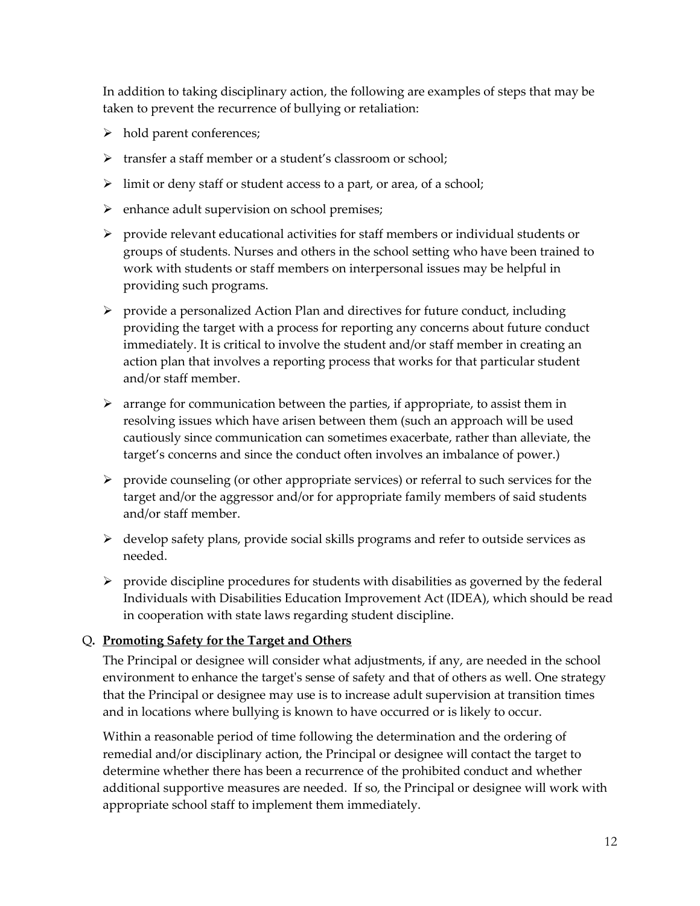In addition to taking disciplinary action, the following are examples of steps that may be taken to prevent the recurrence of bullying or retaliation:

- hold parent conferences;
- transfer a staff member or a student's classroom or school;
- limit or deny staff or student access to a part, or area, of a school;
- enhance adult supervision on school premises;
- provide relevant educational activities for staff members or individual students or groups of students. Nurses and others in the school setting who have been trained to work with students or staff members on interpersonal issues may be helpful in providing such programs.
- provide a personalized Action Plan and directives for future conduct, including providing the target with a process for reporting any concerns about future conduct immediately. It is critical to involve the student and/or staff member in creating an action plan that involves a reporting process that works for that particular student and/or staff member.
- arrange for communication between the parties, if appropriate, to assist them in resolving issues which have arisen between them (such an approach will be used cautiously since communication can sometimes exacerbate, rather than alleviate, the target's concerns and since the conduct often involves an imbalance of power.)
- provide counseling (or other appropriate services) or referral to such services for the target and/or the aggressor and/or for appropriate family members of said students and/or staff member.
- develop safety plans, provide social skills programs and refer to outside services as needed.
- provide discipline procedures for students with disabilities as governed by the federal Individuals with Disabilities Education Improvement Act (IDEA), which should be read in cooperation with state laws regarding student discipline.

### Q. **Promoting Safety for the Target and Others**

The Principal or designee will consider what adjustments, if any, are needed in the school environment to enhance the target's sense of safety and that of others as well. One strategy that the Principal or designee may use is to increase adult supervision at transition times and in locations where bullying is known to have occurred or is likely to occur.

Within a reasonable period of time following the determination and the ordering of remedial and/or disciplinary action, the Principal or designee will contact the target to determine whether there has been a recurrence of the prohibited conduct and whether additional supportive measures are needed. If so, the Principal or designee will work with appropriate school staff to implement them immediately.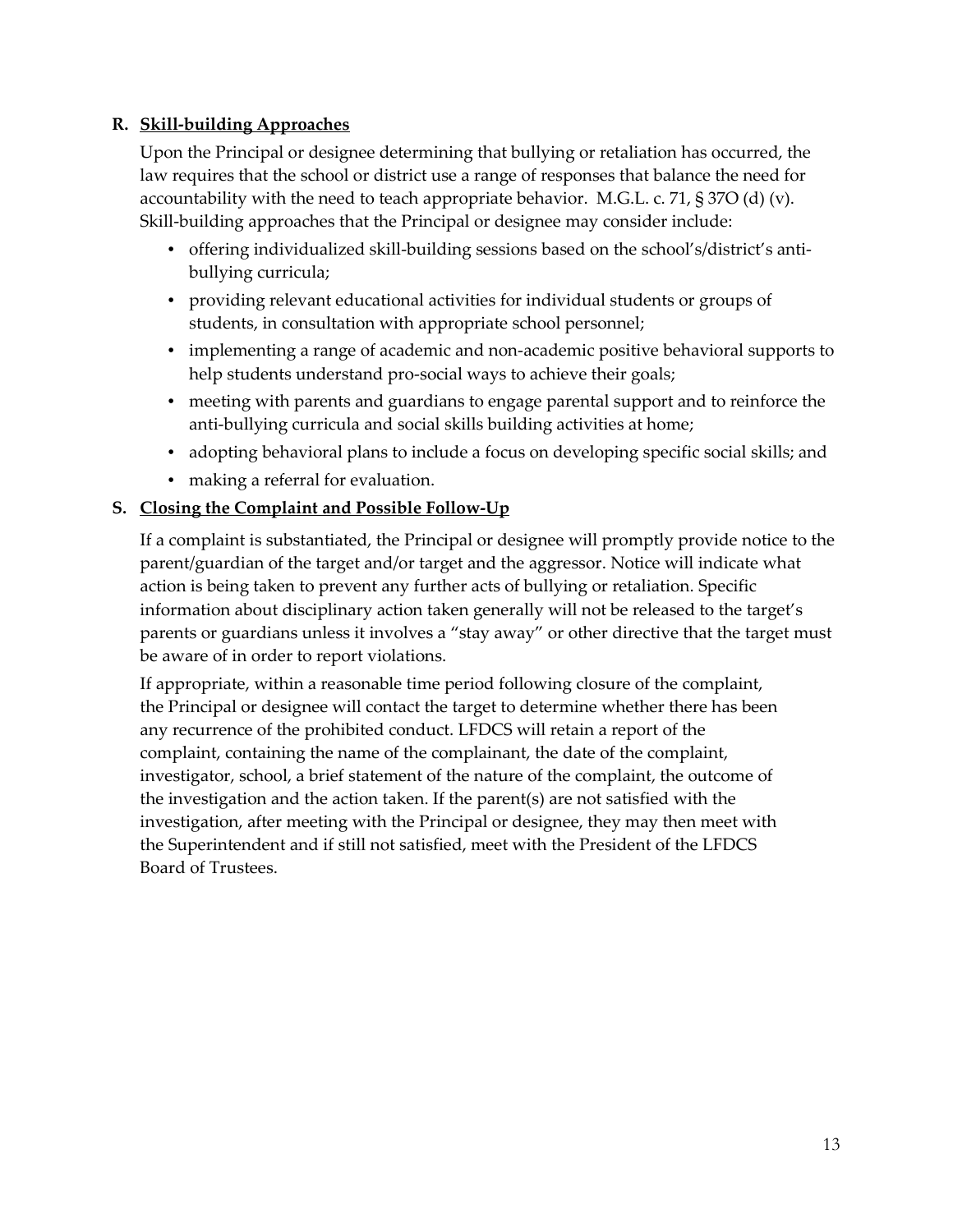## R. Skill-building Approaches

Upon the Principal or designee determining that bullying or retaliation has occurred, the law requires that the school or district use a range of responses that balance the need for accountability with the need to teach appropriate behavior. M.G.L. c. 71, § 37O (d) (v). Skill-building approaches that the Principal or designee may consider include:

- offering individualized skill-building sessions based on the school's/district's anti-bullying curricula;
- providing relevant educational activities for individual students or groups of students, in consultation with appropriate school personnel;
- implementing a range of academic and non-academic positive behavioral supports to help students understand pro-social ways to achieve their goals;
- meeting with parents and guardians to engage parental support and to reinforce the anti-bullying curricula and social skills building activities at home;
- adopting behavioral plans to include a focus on developing specific social skills; and
- making a referral for evaluation.

## S. Closing the Complaint and Possible Follow-Up

If a complaint is substantiated, the Principal or designee will promptly provide notice to the parent/guardian of the target and/or target and the aggressor. Notice will indicate what action is being taken to prevent any further acts of bullying or retaliation. Specific information about disciplinary action taken generally will not be released to the target's parents or guardians unless it involves a "stay away" or other directive that the target must be aware of in order to report violations.

If appropriate, within a reasonable time period following closure of the complaint, the Principal or designee will contact the target to determine whether there has been any recurrence of the prohibited conduct. LFDCS will retain a report of the complaint, containing the name of the complainant, the date of the complaint, investigator, school, a brief statement of the nature of the complaint, the outcome of the investigation and the action taken. If the parent(s) are not satisfied with the investigation, after meeting with the Principal or designee, they may then meet with the Superintendent and if still not satisfied, meet with the President of the LFDCS Board of Trustees.